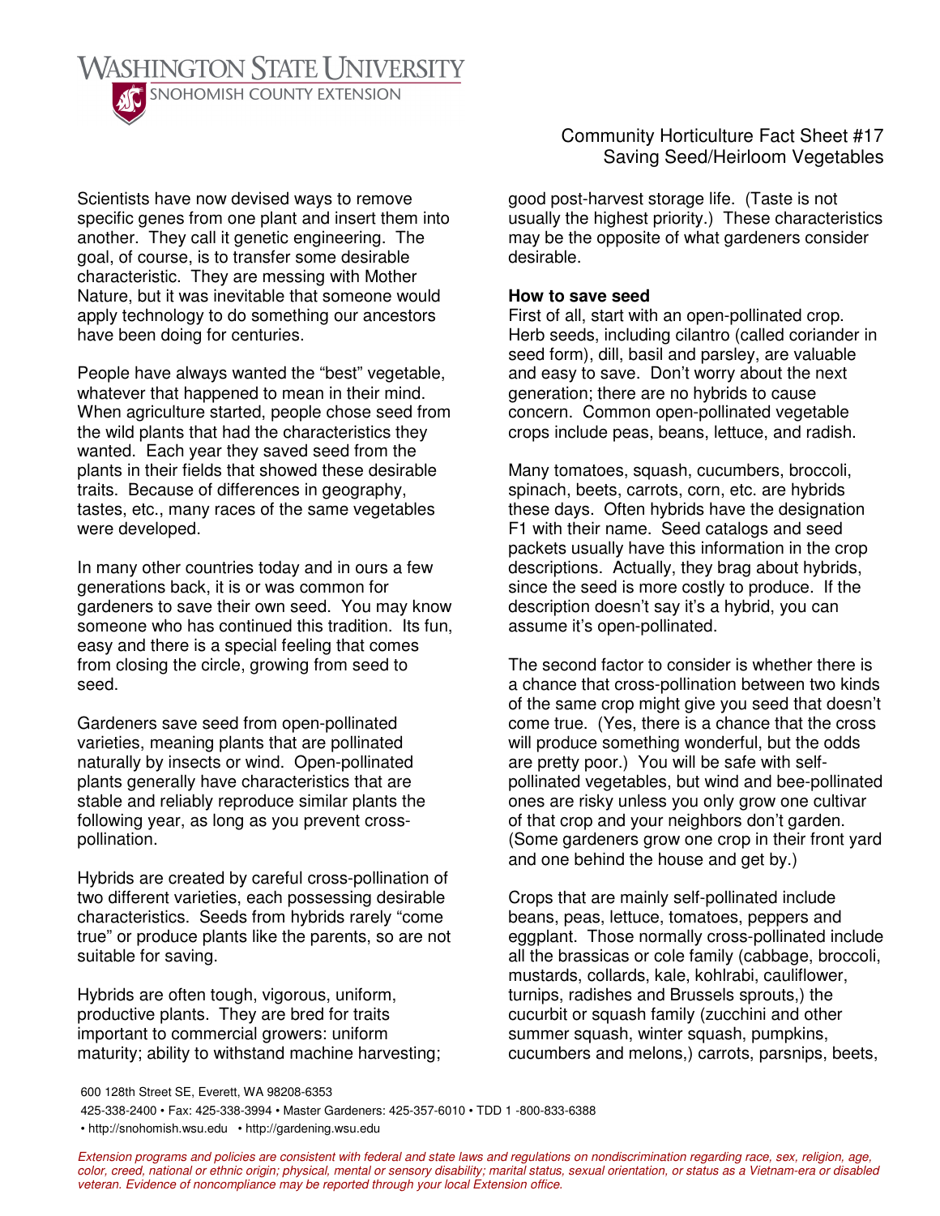# Community Horticulture Fact Sheet #17
## Saving Seed/Heirloom Vegetables

Scientists have now devised ways to remove specific genes from one plant and insert them into another. They call it genetic engineering. The goal, of course, is to transfer some desirable characteristic. They are messing with Mother Nature, but it was inevitable that someone would apply technology to do something our ancestors have been doing for centuries.

People have always wanted the "best" vegetable, whatever that happened to mean in their mind. When agriculture started, people chose seed from the wild plants that had the characteristics they wanted. Each year they saved seed from the plants in their fields that showed these desirable traits. Because of differences in geography, tastes, etc., many races of the same vegetables were developed.

In many other countries today and in ours a few generations back, it is or was common for gardeners to save their own seed. You may know someone who has continued this tradition. Its fun, easy and there is a special feeling that comes from closing the circle, growing from seed to seed.

Gardeners save seed from open-pollinated varieties, meaning plants that are pollinated naturally by insects or wind. Open-pollinated plants generally have characteristics that are stable and reliably reproduce similar plants the following year, as long as you prevent cross-pollination.

Hybrids are created by careful cross-pollination of two different varieties, each possessing desirable characteristics. Seeds from hybrids rarely "come true" or produce plants like the parents, so are not suitable for saving.

Hybrids are often tough, vigorous, uniform, productive plants. They are bred for traits important to commercial growers: uniform maturity; ability to withstand machine harvesting; good post-harvest storage life. (Taste is not usually the highest priority.) These characteristics may be the opposite of what gardeners consider desirable.

**How to save seed**
First of all, start with an open-pollinated crop. Herb seeds, including cilantro (called coriander in seed form), dill, basil and parsley, are valuable and easy to save. Don't worry about the next generation; there are no hybrids to cause concern. Common open-pollinated vegetable crops include peas, beans, lettuce, and radish.

Many tomatoes, squash, cucumbers, broccoli, spinach, beets, carrots, corn, etc. are hybrids these days. Often hybrids have the designation F1 with their name. Seed catalogs and seed packets usually have this information in the crop descriptions. Actually, they brag about hybrids, since the seed is more costly to produce. If the description doesn't say it's a hybrid, you can assume it's open-pollinated.

The second factor to consider is whether there is a chance that cross-pollination between two kinds of the same crop might give you seed that doesn't come true. (Yes, there is a chance that the cross will produce something wonderful, but the odds are pretty poor.) You will be safe with self-pollinated vegetables, but wind and bee-pollinated ones are risky unless you only grow one cultivar of that crop and your neighbors don't garden. (Some gardeners grow one crop in their front yard and one behind the house and get by.)

Crops that are mainly self-pollinated include beans, peas, lettuce, tomatoes, peppers and eggplant. Those normally cross-pollinated include all the brassicas or cole family (cabbage, broccoli, mustards, collards, kale, kohlrabi, cauliflower, turnips, radishes and Brussels sprouts,) the cucurbit or squash family (zucchini and other summer squash, winter squash, pumpkins, cucumbers and melons,) carrots, parsnips, beets,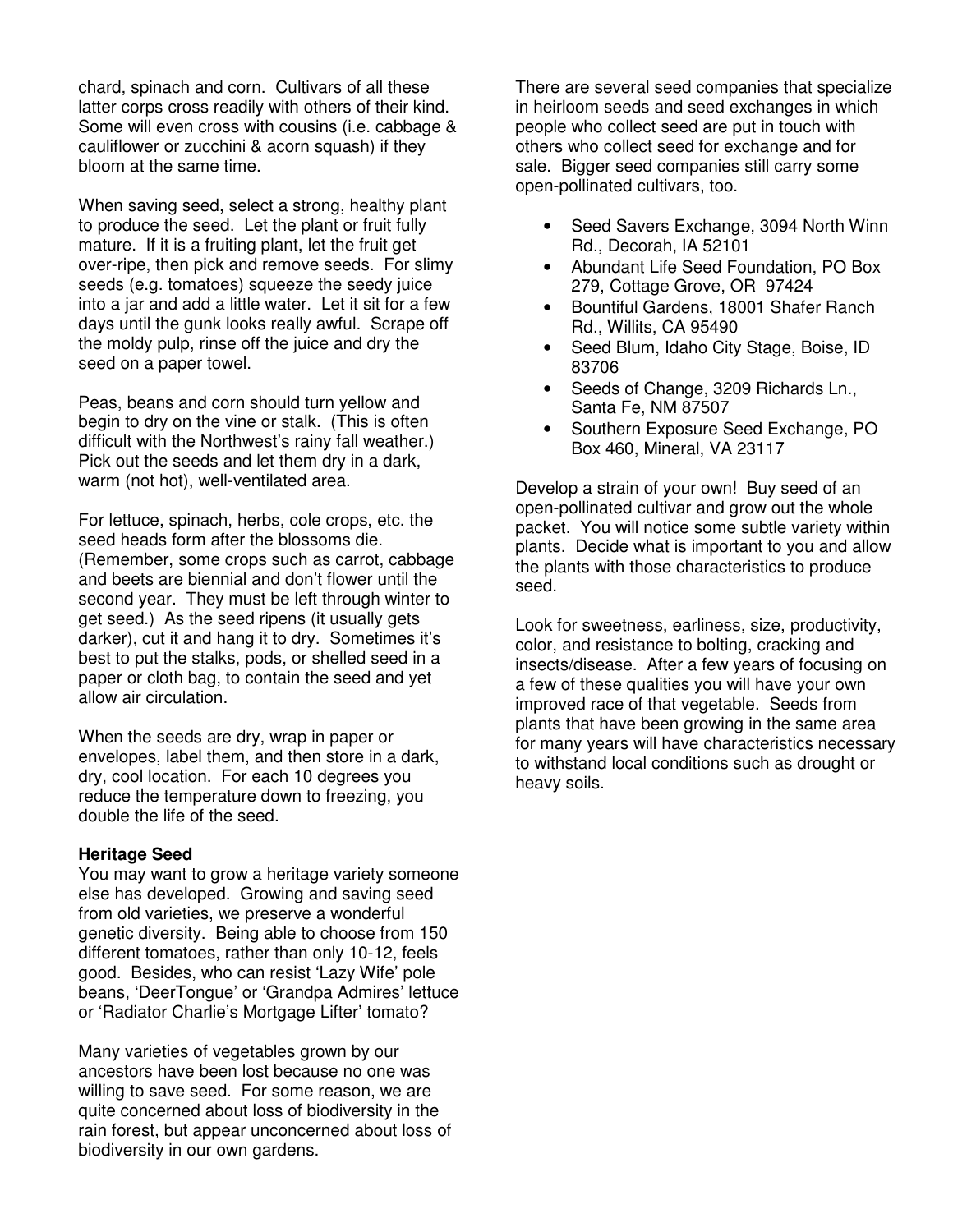chard, spinach and corn. Cultivars of all these latter corps cross readily with others of their kind. Some will even cross with cousins (i.e. cabbage & cauliflower or zucchini & acorn squash) if they bloom at the same time.

When saving seed, select a strong, healthy plant to produce the seed. Let the plant or fruit fully mature. If it is a fruiting plant, let the fruit get over-ripe, then pick and remove seeds. For slimy seeds (e.g. tomatoes) squeeze the seedy juice into a jar and add a little water. Let it sit for a few days until the gunk looks really awful. Scrape off the moldy pulp, rinse off the juice and dry the seed on a paper towel.

Peas, beans and corn should turn yellow and begin to dry on the vine or stalk. (This is often difficult with the Northwest's rainy fall weather.) Pick out the seeds and let them dry in a dark, warm (not hot), well-ventilated area.

For lettuce, spinach, herbs, cole crops, etc. the seed heads form after the blossoms die. (Remember, some crops such as carrot, cabbage and beets are biennial and don't flower until the second year. They must be left through winter to get seed.) As the seed ripens (it usually gets darker), cut it and hang it to dry. Sometimes it's best to put the stalks, pods, or shelled seed in a paper or cloth bag, to contain the seed and yet allow air circulation.

When the seeds are dry, wrap in paper or envelopes, label them, and then store in a dark, dry, cool location. For each 10 degrees you reduce the temperature down to freezing, you double the life of the seed.

**Heritage Seed**

You may want to grow a heritage variety someone else has developed. Growing and saving seed from old varieties, we preserve a wonderful genetic diversity. Being able to choose from 150 different tomatoes, rather than only 10-12, feels good. Besides, who can resist 'Lazy Wife' pole beans, 'DeerTongue' or 'Grandpa Admires' lettuce or 'Radiator Charlie's Mortgage Lifter' tomato?

Many varieties of vegetables grown by our ancestors have been lost because no one was willing to save seed. For some reason, we are quite concerned about loss of biodiversity in the rain forest, but appear unconcerned about loss of biodiversity in our own gardens.

There are several seed companies that specialize in heirloom seeds and seed exchanges in which people who collect seed are put in touch with others who collect seed for exchange and for sale. Bigger seed companies still carry some open-pollinated cultivars, too.

- Seed Savers Exchange, 3094 North Winn Rd., Decorah, IA 52101
- Abundant Life Seed Foundation, PO Box 279, Cottage Grove, OR 97424
- Bountiful Gardens, 18001 Shafer Ranch Rd., Willits, CA 95490
- Seed Blum, Idaho City Stage, Boise, ID 83706
- Seeds of Change, 3209 Richards Ln., Santa Fe, NM 87507
- Southern Exposure Seed Exchange, PO Box 460, Mineral, VA 23117

Develop a strain of your own! Buy seed of an open-pollinated cultivar and grow out the whole packet. You will notice some subtle variety within plants. Decide what is important to you and allow the plants with those characteristics to produce seed.

Look for sweetness, earliness, size, productivity, color, and resistance to bolting, cracking and insects/disease. After a few years of focusing on a few of these qualities you will have your own improved race of that vegetable. Seeds from plants that have been growing in the same area for many years will have characteristics necessary to withstand local conditions such as drought or heavy soils.